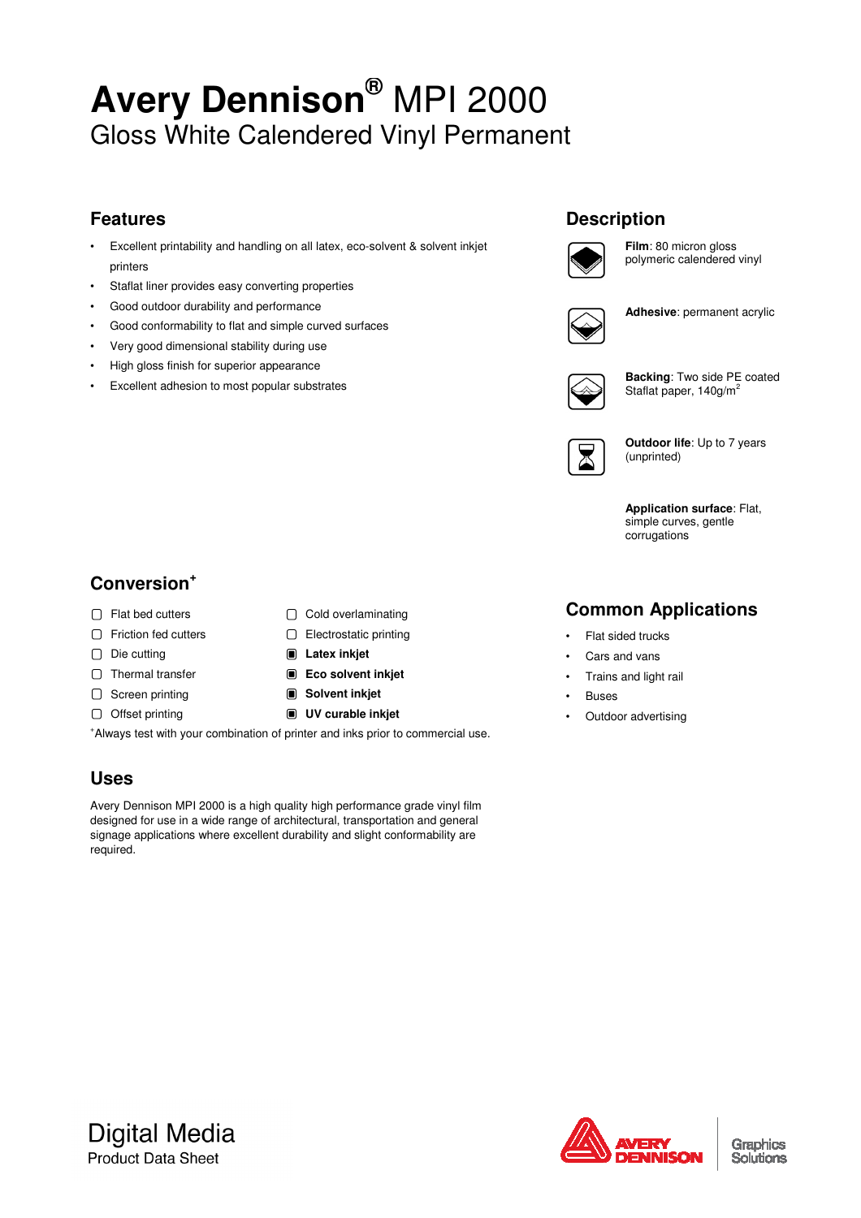# Avery Dennison® MPI 2000

## Gloss White Calendered Vinyl Permanent

## Features

- Excellent printability and handling on all latex, eco-solvent & solvent inkjet printers
- Staflat liner provides easy converting properties
- Good outdoor durability and performance
- Good conformability to flat and simple curved surfaces
- Very good dimensional stability during use
- High gloss finish for superior appearance
- Excellent adhesion to most popular substrates

## Description

**Film**: 80 micron gloss polymeric calendered vinyl

**Adhesive**: permanent acrylic

**Backing**: Two side PE coated Staflat paper, 140g/m²

**Outdoor life**: Up to 7 years (unprinted)

**Application surface**: Flat, simple curves, gentle corrugations

## Conversion+

- ☐ Flat bed cutters
- ☐ Friction fed cutters
- ☐ Die cutting
- ☐ Thermal transfer
- ☐ Screen printing
- ☐ Offset printing
- ☐ Cold overlaminating
- ☐ Electrostatic printing
- ▣ **Latex inkjet**
- ▣ **Eco solvent inkjet**
- ▣ **Solvent inkjet**
- ▣ **UV curable inkjet**

+Always test with your combination of printer and inks prior to commercial use.

## Common Applications

- Flat sided trucks
- Cars and vans
- Trains and light rail
- Buses
- Outdoor advertising

## Uses

Avery Dennison MPI 2000 is a high quality high performance grade vinyl film designed for use in a wide range of architectural, transportation and general signage applications where excellent durability and slight conformability are required.

Digital Media
Product Data Sheet

AVERY DENNISON Graphics Solutions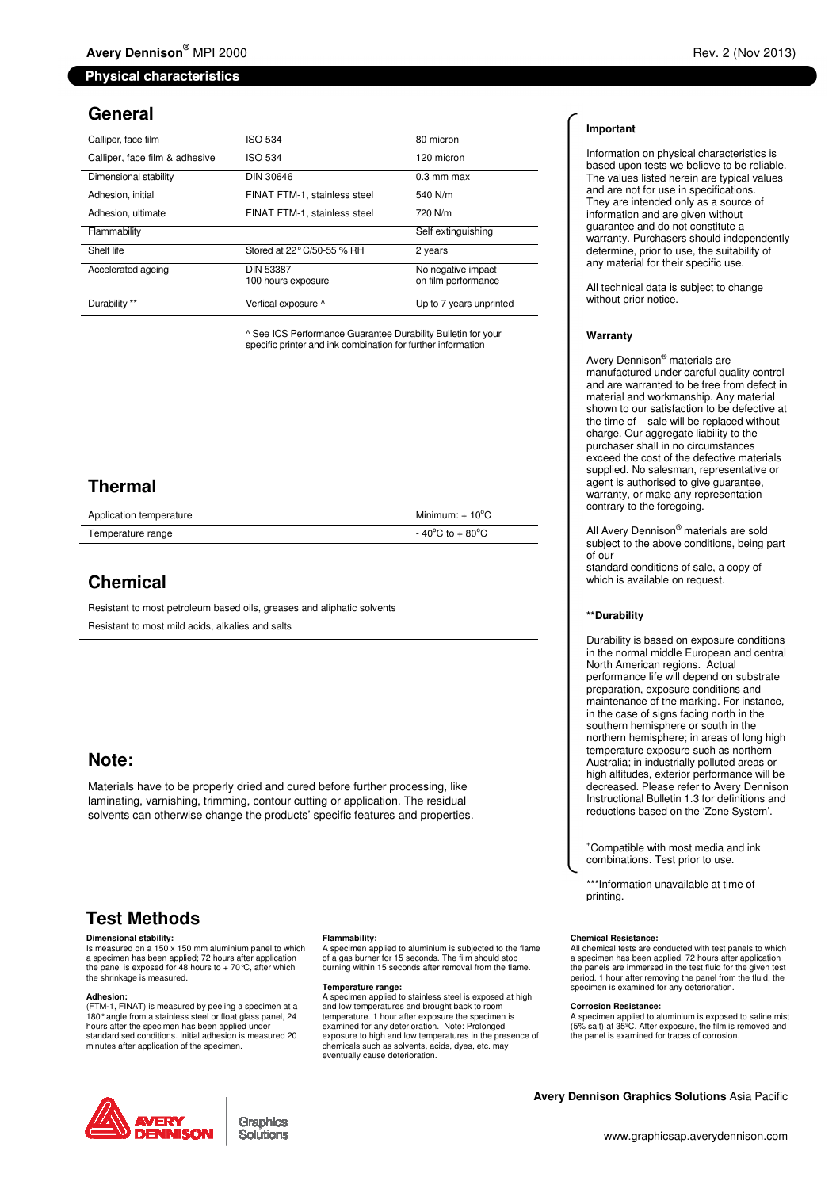## Physical characteristics

## General

| | | |
|---|---|---|
| Calliper, face film | ISO 534 | 80 micron |
| Calliper, face film & adhesive | ISO 534 | 120 micron |
| Dimensional stability | DIN 30646 | 0.3 mm max |
| Adhesion, initial | FINAT FTM-1, stainless steel | 540 N/m |
| Adhesion, ultimate | FINAT FTM-1, stainless steel | 720 N/m |
| Flammability | | Self extinguishing |
| Shelf life | Stored at 22°C/50-55 % RH | 2 years |
| Accelerated ageing | DIN 53387 100 hours exposure | No negative impact on film performance |
| Durability ** | Vertical exposure ^ | Up to 7 years unprinted |

^ See ICS Performance Guarantee Durability Bulletin for your specific printer and ink combination for further information

## Thermal

| | |
|---|---|
| Application temperature | Minimum: + 10°C |
| Temperature range | - 40°C to + 80°C |

## Chemical

Resistant to most petroleum based oils, greases and aliphatic solvents

Resistant to most mild acids, alkalies and salts

## Note:

Materials have to be properly dried and cured before further processing, like laminating, varnishing, trimming, contour cutting or application. The residual solvents can otherwise change the products' specific features and properties.

**Important**

Information on physical characteristics is based upon tests we believe to be reliable. The values listed herein are typical values and are not for use in specifications. They are intended only as a source of information and are given without guarantee and do not constitute a warranty. Purchasers should independently determine, prior to use, the suitability of any material for their specific use.

All technical data is subject to change without prior notice.

**Warranty**

Avery Dennison® materials are manufactured under careful quality control and are warranted to be free from defect in material and workmanship. Any material shown to our satisfaction to be defective at the time of sale will be replaced without charge. Our aggregate liability to the purchaser shall in no circumstances exceed the cost of the defective materials supplied. No salesman, representative or agent is authorised to give guarantee, warranty, or make any representation contrary to the foregoing.

All Avery Dennison® materials are sold subject to the above conditions, being part of our standard conditions of sale, a copy of which is available on request.

**\*\*Durability**

Durability is based on exposure conditions in the normal middle European and central North American regions. Actual performance life will depend on substrate preparation, exposure conditions and maintenance of the marking. For instance, in the case of signs facing north in the southern hemisphere or south in the northern hemisphere; in areas of long high temperature exposure such as northern Australia; in industrially polluted areas or high altitudes, exterior performance will be decreased. Please refer to Avery Dennison Instructional Bulletin 1.3 for definitions and reductions based on the 'Zone System'.

[+]Compatible with most media and ink combinations. Test prior to use.

***Information unavailable at time of printing.

## Test Methods

**Dimensional stability:**
Is measured on a 150 x 150 mm aluminium panel to which a specimen has been applied; 72 hours after application the panel is exposed for 48 hours to + 70°C, after which the shrinkage is measured.

**Adhesion:**
(FTM-1, FINAT) is measured by peeling a specimen at a 180° angle from a stainless steel or float glass panel, 24 hours after the specimen has been applied under standardised conditions. Initial adhesion is measured 20 minutes after application of the specimen.

**Flammability:**
A specimen applied to aluminium is subjected to the flame of a gas burner for 15 seconds. The film should stop burning within 15 seconds after removal from the flame.

**Temperature range:**
A specimen applied to stainless steel is exposed at high and low temperatures and brought back to room temperature. 1 hour after exposure the specimen is examined for any deterioration. Note: Prolonged exposure to high and low temperatures in the presence of chemicals such as solvents, acids, dyes, etc. may eventually cause deterioration.

**Chemical Resistance:**
All chemical tests are conducted with test panels to which a specimen has been applied. 72 hours after application the panels are immersed in the test fluid for the given test period. 1 hour after removing the panel from the fluid, the specimen is examined for any deterioration.

**Corrosion Resistance:**
A specimen applied to aluminium is exposed to saline mist (5% salt) at 35°C. After exposure, the film is removed and the panel is examined for traces of corrosion.

**Avery Dennison Graphics Solutions** Asia Pacific

www.graphicsap.averydennison.com